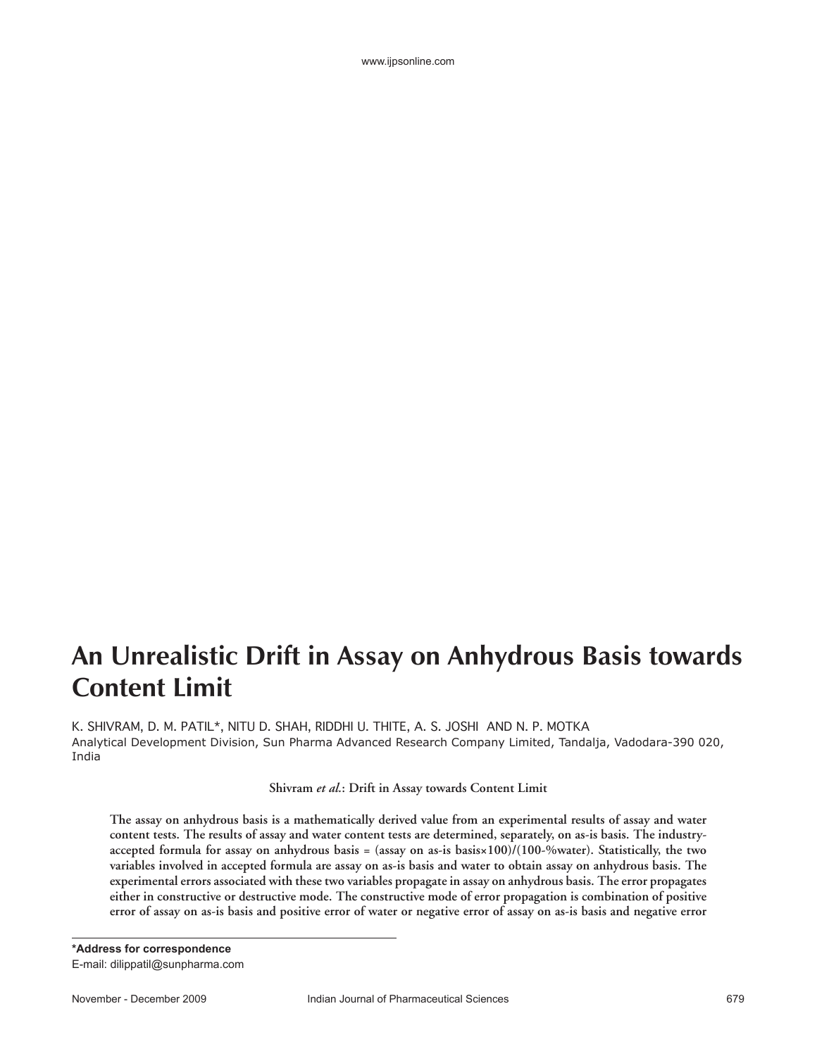# An Unrealistic Drift in Assay on Anhydrous Basis towards Content Limit

K. SHIVRAM, D. M. PATIL*, NITU D. SHAH, RIDDHI U. THITE, A. S. JOSHI AND N. P. MOTKA

Analytical Development Division, Sun Pharma Advanced Research Company Limited, Tandalja, Vadodara-390 020, India

**The assay on anhydrous basis is a mathematically derived value from an experimental results of assay and water content tests. The results of assay and water content tests are determined, separately, on as-is basis. The industry-accepted formula for assay on anhydrous basis = (assay on as-is basis×100)/(100-%water). Statistically, the two variables involved in accepted formula are assay on as-is basis and water to obtain assay on anhydrous basis. The experimental errors associated with these two variables propagate in assay on anhydrous basis. The error propagates either in constructive or destructive mode. The constructive mode of error propagation is combination of positive error of assay on as-is basis and positive error of water or negative error of assay on as-is basis and negative error**

**\*Address for correspondence**

E-mail: dilippatil@sunpharma.com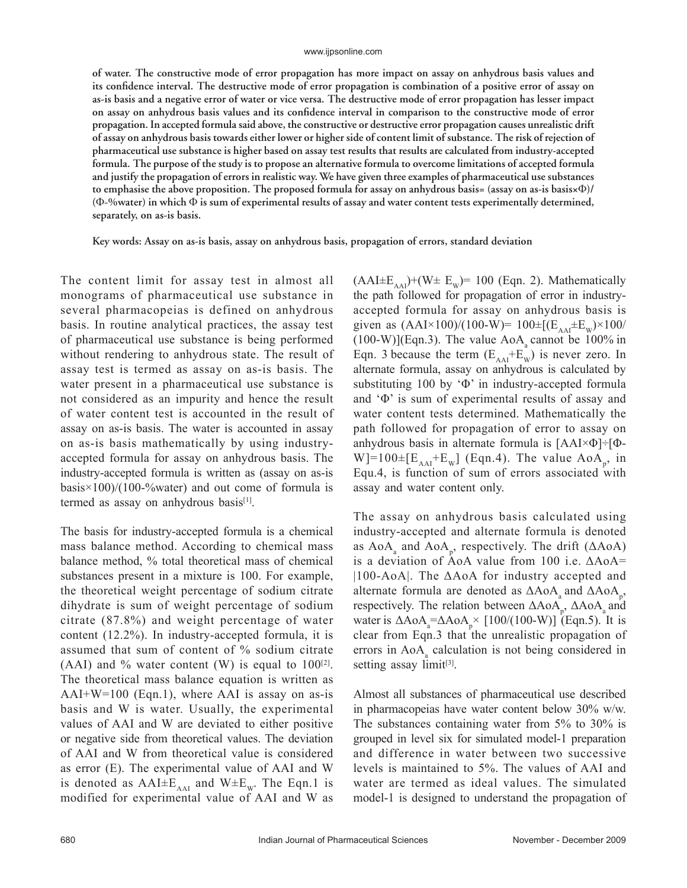**of water. The constructive mode of error propagation has more impact on assay on anhydrous basis values and its confidence interval. The destructive mode of error propagation is combination of a positive error of assay on as-is basis and a negative error of water or vice versa. The destructive mode of error propagation has lesser impact on assay on anhydrous basis values and its confidence interval in comparison to the constructive mode of error propagation. In accepted formula said above, the constructive or destructive error propagation causes unrealistic drift of assay on anhydrous basis towards either lower or higher side of content limit of substance. The risk of rejection of pharmaceutical use substance is higher based on assay test results that results are calculated from industry-accepted formula. The purpose of the study is to propose an alternative formula to overcome limitations of accepted formula and justify the propagation of errors in realistic way. We have given three examples of pharmaceutical use substances to emphasise the above proposition. The proposed formula for assay on anhydrous basis= (assay on as-is basis×Φ)/(Φ-%water) in which Φ is sum of experimental results of assay and water content tests experimentally determined, separately, on as-is basis.**

**Key words: Assay on as-is basis, assay on anhydrous basis, propagation of errors, standard deviation**

The content limit for assay test in almost all monograms of pharmaceutical use substance in several pharmacopeias is defined on anhydrous basis. In routine analytical practices, the assay test of pharmaceutical use substance is being performed without rendering to anhydrous state. The result of assay test is termed as assay on as-is basis. The water present in a pharmaceutical use substance is not considered as an impurity and hence the result of water content test is accounted in the result of assay on as-is basis. The water is accounted in assay on as-is basis mathematically by using industry-accepted formula for assay on anhydrous basis. The industry-accepted formula is written as (assay on as-is basis×100)/(100-%water) and out come of formula is termed as assay on anhydrous basis[1].

The basis for industry-accepted formula is a chemical mass balance method. According to chemical mass balance method, % total theoretical mass of chemical substances present in a mixture is 100. For example, the theoretical weight percentage of sodium citrate dihydrate is sum of weight percentage of sodium citrate (87.8%) and weight percentage of water content (12.2%). In industry-accepted formula, it is assumed that sum of content of % sodium citrate (AAI) and % water content (W) is equal to 100[2]. The theoretical mass balance equation is written as AAI+W=100 (Eqn.1), where AAI is assay on as-is basis and W is water. Usually, the experimental values of AAI and W are deviated to either positive or negative side from theoretical values. The deviation of AAI and W from theoretical value is considered as error (E). The experimental value of AAI and W is denoted as $AAI \pm E_{AAI}$ and $W \pm E_W$. The Eqn.1 is modified for experimental value of AAI and W as $(AAI \pm E_{AAI})+(W \pm E_W)= 100$ (Eqn. 2). Mathematically the path followed for propagation of error in industry-accepted formula for assay on anhydrous basis is given as $(AAI \times 100)/(100-W)= 100 \pm [(E_{AAI} \pm E_W) \times 100/(100-W)]$ (Eqn.3). The value $AoA_a$ cannot be 100% in Eqn. 3 because the term $(E_{AAI}+E_W)$ is never zero. In alternate formula, assay on anhydrous is calculated by substituting 100 by 'Φ' in industry-accepted formula and 'Φ' is sum of experimental results of assay and water content tests determined. Mathematically the path followed for propagation of error to assay on anhydrous basis in alternate formula is $[AAI \times \Phi] \div [\Phi - W]=100 \pm [E_{AAI}+E_W]$ (Eqn.4). The value $AoA_p$, in Equ.4, is function of sum of errors associated with assay and water content only.

The assay on anhydrous basis calculated using industry-accepted and alternate formula is denoted as $AoA_a$ and $AoA_p$, respectively. The drift (ΔAoA) is a deviation of AoA value from 100 i.e. $\Delta AoA= |100-AoA|$. The ΔAoA for industry accepted and alternate formula are denoted as $\Delta AoA_a$ and $\Delta AoA_p$, respectively. The relation between $\Delta AoA_p$, $\Delta AoA_a$ and water is $\Delta AoA_a=\Delta AoA_p \times [100/(100-W)]$ (Eqn.5). It is clear from Eqn.3 that the unrealistic propagation of errors in $AoA_a$ calculation is not being considered in setting assay limit[3].

Almost all substances of pharmaceutical use described in pharmacopeias have water content below 30% w/w. The substances containing water from 5% to 30% is grouped in level six for simulated model-1 preparation and difference in water between two successive levels is maintained to 5%. The values of AAI and water are termed as ideal values. The simulated model-1 is designed to understand the propagation of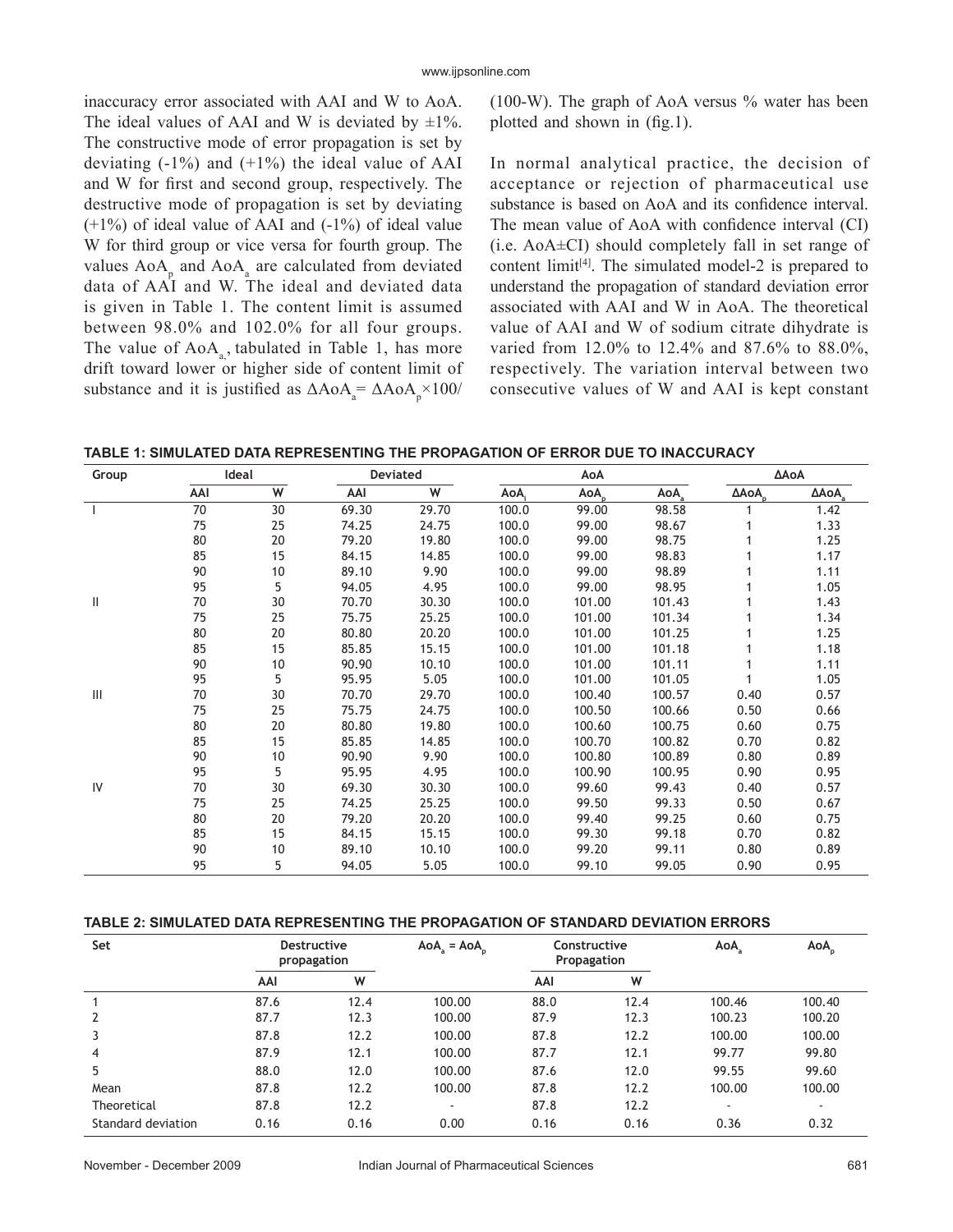inaccuracy error associated with AAI and W to AoA. The ideal values of AAI and W is deviated by ±1%. The constructive mode of error propagation is set by deviating (-1%) and (+1%) the ideal value of AAI and W for first and second group, respectively. The destructive mode of propagation is set by deviating (+1%) of ideal value of AAI and (-1%) of ideal value W for third group or vice versa for fourth group. The values $AoA_p$ and $AoA_a$ are calculated from deviated data of AAI and W. The ideal and deviated data is given in Table 1. The content limit is assumed between 98.0% and 102.0% for all four groups. The value of $AoA_a$, tabulated in Table 1, has more drift toward lower or higher side of content limit of substance and it is justified as $\Delta AoA_a = \Delta AoA_p \times 100/(100\text{-W})$. The graph of AoA versus % water has been plotted and shown in (fig.1).

In normal analytical practice, the decision of acceptance or rejection of pharmaceutical use substance is based on AoA and its confidence interval. The mean value of AoA with confidence interval (CI) (i.e. AoA±CI) should completely fall in set range of content limit[4]. The simulated model-2 is prepared to understand the propagation of standard deviation error associated with AAI and W in AoA. The theoretical value of AAI and W of sodium citrate dihydrate is varied from 12.0% to 12.4% and 87.6% to 88.0%, respectively. The variation interval between two consecutive values of W and AAI is kept constant

**TABLE 1: SIMULATED DATA REPRESENTING THE PROPAGATION OF ERROR DUE TO INACCURACY**

| Group | Ideal | | Deviated | | AoA | | | ΔAoA | |
|---|---|---|---|---|---|---|---|---|---|
| | AAI | W | AAI | W | $AoA_i$ | $AoA_p$ | $AoA_a$ | $\Delta AoA_p$ | $\Delta AoA_a$ |
| I | 70 | 30 | 69.30 | 29.70 | 100.0 | 99.00 | 98.58 | 1 | 1.42 |
| | 75 | 25 | 74.25 | 24.75 | 100.0 | 99.00 | 98.67 | 1 | 1.33 |
| | 80 | 20 | 79.20 | 19.80 | 100.0 | 99.00 | 98.75 | 1 | 1.25 |
| | 85 | 15 | 84.15 | 14.85 | 100.0 | 99.00 | 98.83 | 1 | 1.17 |
| | 90 | 10 | 89.10 | 9.90 | 100.0 | 99.00 | 98.89 | 1 | 1.11 |
| | 95 | 5 | 94.05 | 4.95 | 100.0 | 99.00 | 98.95 | 1 | 1.05 |
| II | 70 | 30 | 70.70 | 30.30 | 100.0 | 101.00 | 101.43 | 1 | 1.43 |
| | 75 | 25 | 75.75 | 25.25 | 100.0 | 101.00 | 101.34 | 1 | 1.34 |
| | 80 | 20 | 80.80 | 20.20 | 100.0 | 101.00 | 101.25 | 1 | 1.25 |
| | 85 | 15 | 85.85 | 15.15 | 100.0 | 101.00 | 101.18 | 1 | 1.18 |
| | 90 | 10 | 90.90 | 10.10 | 100.0 | 101.00 | 101.11 | 1 | 1.11 |
| | 95 | 5 | 95.95 | 5.05 | 100.0 | 101.00 | 101.05 | 1 | 1.05 |
| III | 70 | 30 | 70.70 | 29.70 | 100.0 | 100.40 | 100.57 | 0.40 | 0.57 |
| | 75 | 25 | 75.75 | 24.75 | 100.0 | 100.50 | 100.66 | 0.50 | 0.66 |
| | 80 | 20 | 80.80 | 19.80 | 100.0 | 100.60 | 100.75 | 0.60 | 0.75 |
| | 85 | 15 | 85.85 | 14.85 | 100.0 | 100.70 | 100.82 | 0.70 | 0.82 |
| | 90 | 10 | 90.90 | 9.90 | 100.0 | 100.80 | 100.89 | 0.80 | 0.89 |
| | 95 | 5 | 95.95 | 4.95 | 100.0 | 100.90 | 100.95 | 0.90 | 0.95 |
| IV | 70 | 30 | 69.30 | 30.30 | 100.0 | 99.60 | 99.43 | 0.40 | 0.57 |
| | 75 | 25 | 74.25 | 25.25 | 100.0 | 99.50 | 99.33 | 0.50 | 0.67 |
| | 80 | 20 | 79.20 | 20.20 | 100.0 | 99.40 | 99.25 | 0.60 | 0.75 |
| | 85 | 15 | 84.15 | 15.15 | 100.0 | 99.30 | 99.18 | 0.70 | 0.82 |
| | 90 | 10 | 89.10 | 10.10 | 100.0 | 99.20 | 99.11 | 0.80 | 0.89 |
| | 95 | 5 | 94.05 | 5.05 | 100.0 | 99.10 | 99.05 | 0.90 | 0.95 |

**TABLE 2: SIMULATED DATA REPRESENTING THE PROPAGATION OF STANDARD DEVIATION ERRORS**

| Set | Destructive propagation | | $AoA_a = AoA_p$ | Constructive Propagation | | $AoA_a$ | $AoA_p$ |
|---|---|---|---|---|---|---|---|
| | AAI | W | | AAI | W | | |
| 1 | 87.6 | 12.4 | 100.00 | 88.0 | 12.4 | 100.46 | 100.40 |
| 2 | 87.7 | 12.3 | 100.00 | 87.9 | 12.3 | 100.23 | 100.20 |
| 3 | 87.8 | 12.2 | 100.00 | 87.8 | 12.2 | 100.00 | 100.00 |
| 4 | 87.9 | 12.1 | 100.00 | 87.7 | 12.1 | 99.77 | 99.80 |
| 5 | 88.0 | 12.0 | 100.00 | 87.6 | 12.0 | 99.55 | 99.60 |
| Mean | 87.8 | 12.2 | 100.00 | 87.8 | 12.2 | 100.00 | 100.00 |
| Theoretical | 87.8 | 12.2 | - | 87.8 | 12.2 | - | - |
| Standard deviation | 0.16 | 0.16 | 0.00 | 0.16 | 0.16 | 0.36 | 0.32 |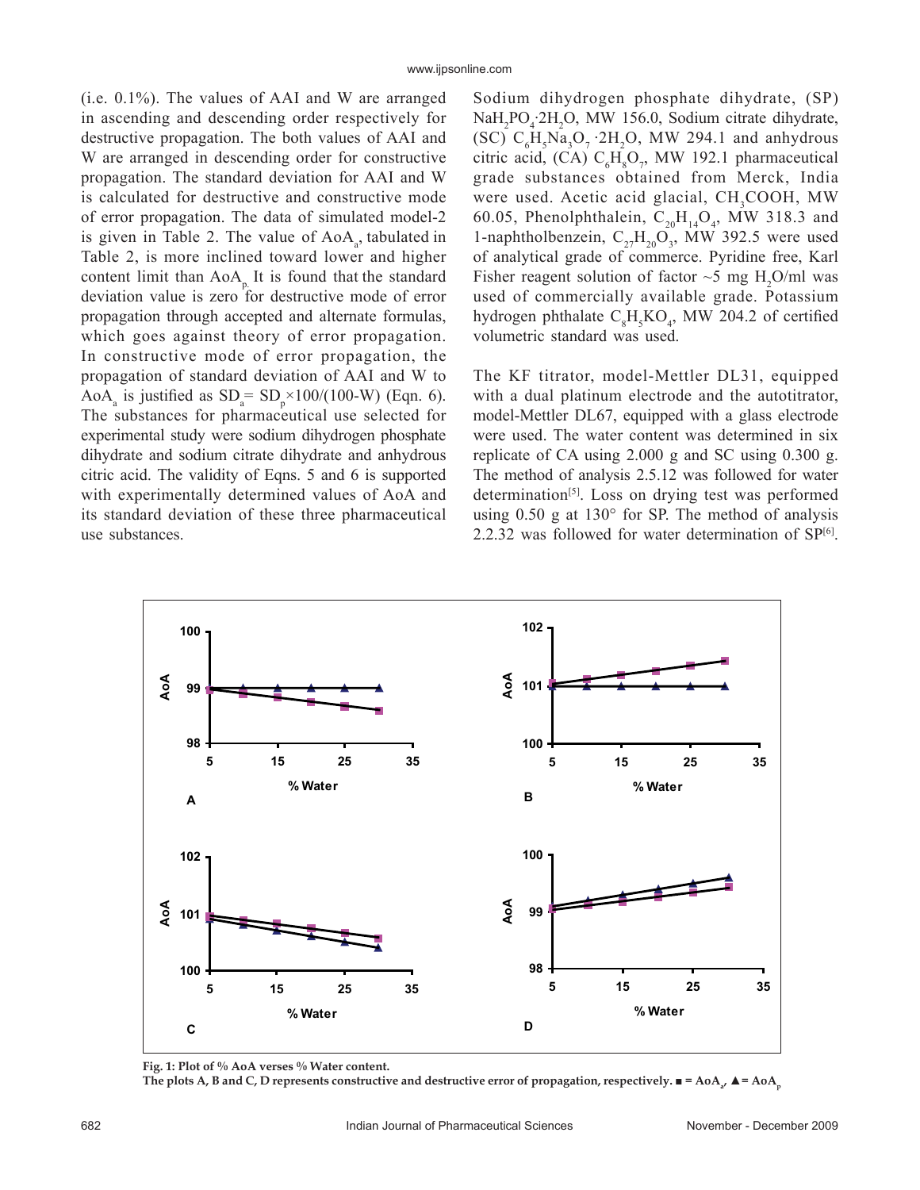(i.e. 0.1%). The values of AAI and W are arranged in ascending and descending order respectively for destructive propagation. The both values of AAI and W are arranged in descending order for constructive propagation. The standard deviation for AAI and W is calculated for destructive and constructive mode of error propagation. The data of simulated model-2 is given in Table 2. The value of $AoA_a$, tabulated in Table 2, is more inclined toward lower and higher content limit than $AoA_p$. It is found that the standard deviation value is zero for destructive mode of error propagation through accepted and alternate formulas, which goes against theory of error propagation. In constructive mode of error propagation, the propagation of standard deviation of AAI and W to $AoA_a$ is justified as $SD_a = SD_p \times 100/(100\text{-W})$ (Eqn. 6). The substances for pharmaceutical use selected for experimental study were sodium dihydrogen phosphate dihydrate and sodium citrate dihydrate and anhydrous citric acid. The validity of Eqns. 5 and 6 is supported with experimentally determined values of AoA and its standard deviation of these three pharmaceutical use substances.

Sodium dihydrogen phosphate dihydrate, (SP) $NaH_2PO_4 \cdot 2H_2O$, MW 156.0, Sodium citrate dihydrate, (SC) $C_6H_5Na_3O_7 \cdot 2H_2O$, MW 294.1 and anhydrous citric acid, (CA) $C_6H_8O_7$, MW 192.1 pharmaceutical grade substances obtained from Merck, India were used. Acetic acid glacial, $CH_3COOH$, MW 60.05, Phenolphthalein, $C_{20}H_{14}O_4$, MW 318.3 and 1-naphtholbenzein, $C_{27}H_{20}O_3$, MW 392.5 were used of analytical grade of commerce. Pyridine free, Karl Fisher reagent solution of factor ~5 mg $H_2O$/ml was used of commercially available grade. Potassium hydrogen phthalate $C_8H_5KO_4$, MW 204.2 of certified volumetric standard was used.

The KF titrator, model-Mettler DL31, equipped with a dual platinum electrode and the autotitrator, model-Mettler DL67, equipped with a glass electrode were used. The water content was determined in six replicate of CA using 2.000 g and SC using 0.300 g. The method of analysis 2.5.12 was followed for water determination[5]. Loss on drying test was performed using 0.50 g at 130° for SP. The method of analysis 2.2.32 was followed for water determination of SP[6].

**Fig. 1: Plot of % AoA verses % Water content.**
**The plots A, B and C, D represents constructive and destructive error of propagation, respectively. ■ = $AoA_a$, ▲ = $AoA_p$**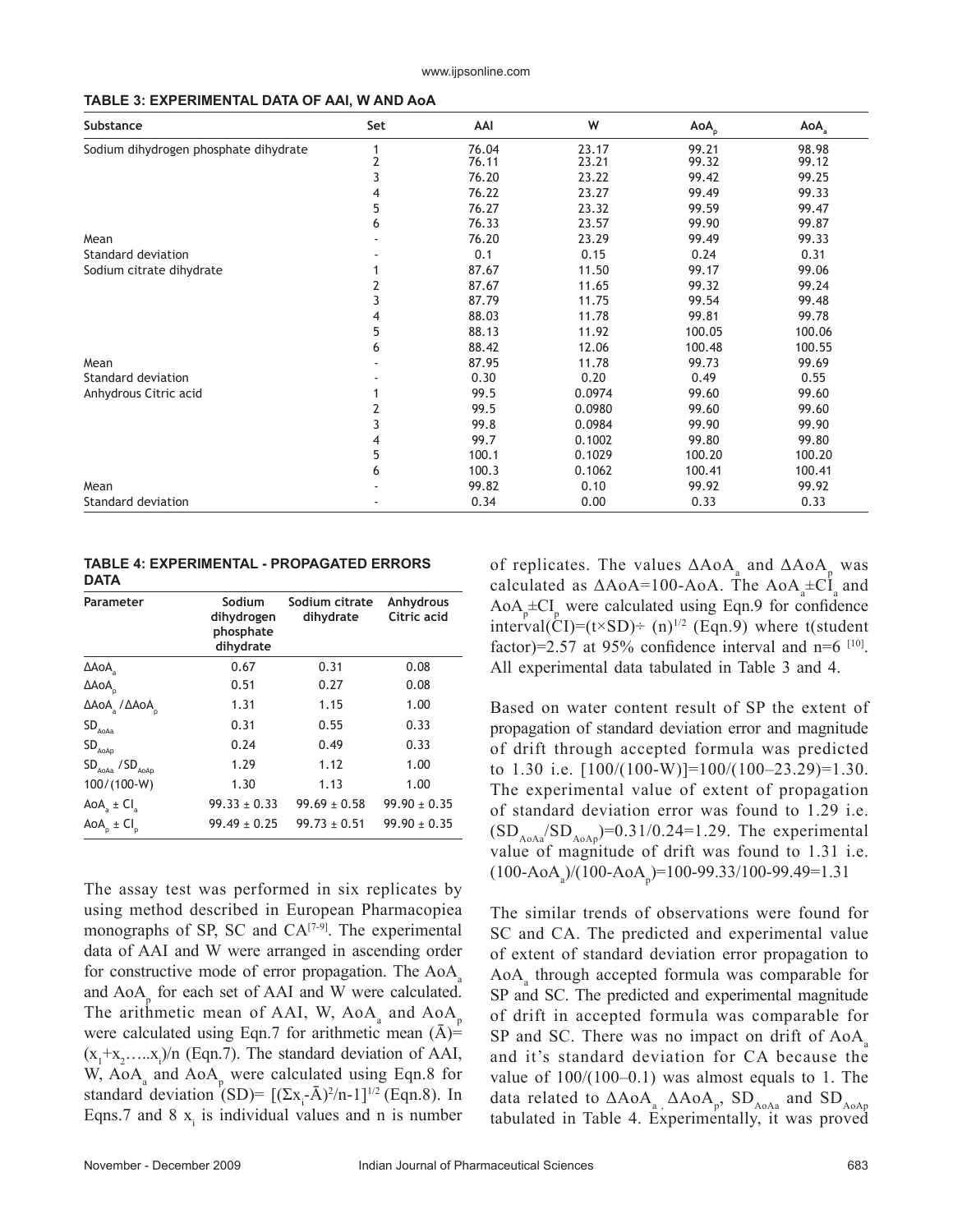**TABLE 3: EXPERIMENTAL DATA OF AAI, W AND AoA**

| Substance | Set | AAI | W | $AoA_p$ | $AoA_a$ |
|---|---|---|---|---|---|
| Sodium dihydrogen phosphate dihydrate | 1 | 76.04 | 23.17 | 99.21 | 98.98 |
| | 2 | 76.11 | 23.21 | 99.32 | 99.12 |
| | 3 | 76.20 | 23.22 | 99.42 | 99.25 |
| | 4 | 76.22 | 23.27 | 99.49 | 99.33 |
| | 5 | 76.27 | 23.32 | 99.59 | 99.47 |
| | 6 | 76.33 | 23.57 | 99.90 | 99.87 |
| Mean | - | 76.20 | 23.29 | 99.49 | 99.33 |
| Standard deviation | - | 0.1 | 0.15 | 0.24 | 0.31 |
| Sodium citrate dihydrate | 1 | 87.67 | 11.50 | 99.17 | 99.06 |
| | 2 | 87.67 | 11.65 | 99.32 | 99.24 |
| | 3 | 87.79 | 11.75 | 99.54 | 99.48 |
| | 4 | 88.03 | 11.78 | 99.81 | 99.78 |
| | 5 | 88.13 | 11.92 | 100.05 | 100.06 |
| | 6 | 88.42 | 12.06 | 100.48 | 100.55 |
| Mean | - | 87.95 | 11.78 | 99.73 | 99.69 |
| Standard deviation | - | 0.30 | 0.20 | 0.49 | 0.55 |
| Anhydrous Citric acid | 1 | 99.5 | 0.0974 | 99.60 | 99.60 |
| | 2 | 99.5 | 0.0980 | 99.60 | 99.60 |
| | 3 | 99.8 | 0.0984 | 99.90 | 99.90 |
| | 4 | 99.7 | 0.1002 | 99.80 | 99.80 |
| | 5 | 100.1 | 0.1029 | 100.20 | 100.20 |
| | 6 | 100.3 | 0.1062 | 100.41 | 100.41 |
| Mean | - | 99.82 | 0.10 | 99.92 | 99.92 |
| Standard deviation | - | 0.34 | 0.00 | 0.33 | 0.33 |

**TABLE 4: EXPERIMENTAL - PROPAGATED ERRORS DATA**

| Parameter | Sodium dihydrogen phosphate dihydrate | Sodium citrate dihydrate | Anhydrous Citric acid |
|---|---|---|---|
| $\Delta AoA_a$ | 0.67 | 0.31 | 0.08 |
| $\Delta AoA_p$ | 0.51 | 0.27 | 0.08 |
| $\Delta AoA_a / \Delta AoA_p$ | 1.31 | 1.15 | 1.00 |
| $SD_{AoAa}$ | 0.31 | 0.55 | 0.33 |
| $SD_{AoAp}$ | 0.24 | 0.49 | 0.33 |
| $SD_{AoAa} / SD_{AoAp}$ | 1.29 | 1.12 | 1.00 |
| 100/(100-W) | 1.30 | 1.13 | 1.00 |
| $AoA_a \pm CI_a$ | 99.33 ± 0.33 | 99.69 ± 0.58 | 99.90 ± 0.35 |
| $AoA_p \pm CI_p$ | 99.49 ± 0.25 | 99.73 ± 0.51 | 99.90 ± 0.35 |

The assay test was performed in six replicates by using method described in European Pharmacopiea monographs of SP, SC and CA[7-9]. The experimental data of AAI and W were arranged in ascending order for constructive mode of error propagation. The $AoA_a$ and $AoA_p$ for each set of AAI and W were calculated. The arithmetic mean of AAI, W, $AoA_a$ and $AoA_p$ were calculated using Eqn.7 for arithmetic mean $(\bar{A}) = (x_1+x_2.....x_i)/n$ (Eqn.7). The standard deviation of AAI, W, $AoA_a$ and $AoA_p$ were calculated using Eqn.8 for standard deviation $(SD) = [(\Sigma x_i-\bar{A})^2/n-1]^{1/2}$ (Eqn.8). In Eqns.7 and 8 $x_i$ is individual values and n is number of replicates. The values $\Delta AoA_a$ and $\Delta AoA_p$ was calculated as $\Delta AoA$=100-AoA. The $AoA_a \pm CI_a$ and $AoA_p \pm CI_p$ were calculated using Eqn.9 for confidence interval$(CI) = (t \times SD) \div (n)^{1/2}$ (Eqn.9) where t(student factor)=2.57 at 95% confidence interval and n=6 [10]. All experimental data tabulated in Table 3 and 4.

Based on water content result of SP the extent of propagation of standard deviation error and magnitude of drift through accepted formula was predicted to 1.30 i.e. $[100/(100-W)]=100/(100–23.29)=1.30$. The experimental value of extent of propagation of standard deviation error was found to 1.29 i.e. $(SD_{AoAa}/SD_{AoAp})=0.31/0.24=1.29$. The experimental value of magnitude of drift was found to 1.31 i.e. $(100\text{-}AoA_a)/(100\text{-}AoA_p)$=100-99.33/100-99.49=1.31

The similar trends of observations were found for SC and CA. The predicted and experimental value of extent of standard deviation error propagation to $AoA_a$ through accepted formula was comparable for SP and SC. The predicted and experimental magnitude of drift in accepted formula was comparable for SP and SC. There was no impact on drift of $AoA_a$ and it's standard deviation for CA because the value of 100/(100–0.1) was almost equals to 1. The data related to $\Delta AoA_a$, $\Delta AoA_p$, $SD_{AoAa}$ and $SD_{AoAp}$ tabulated in Table 4. Experimentally, it was proved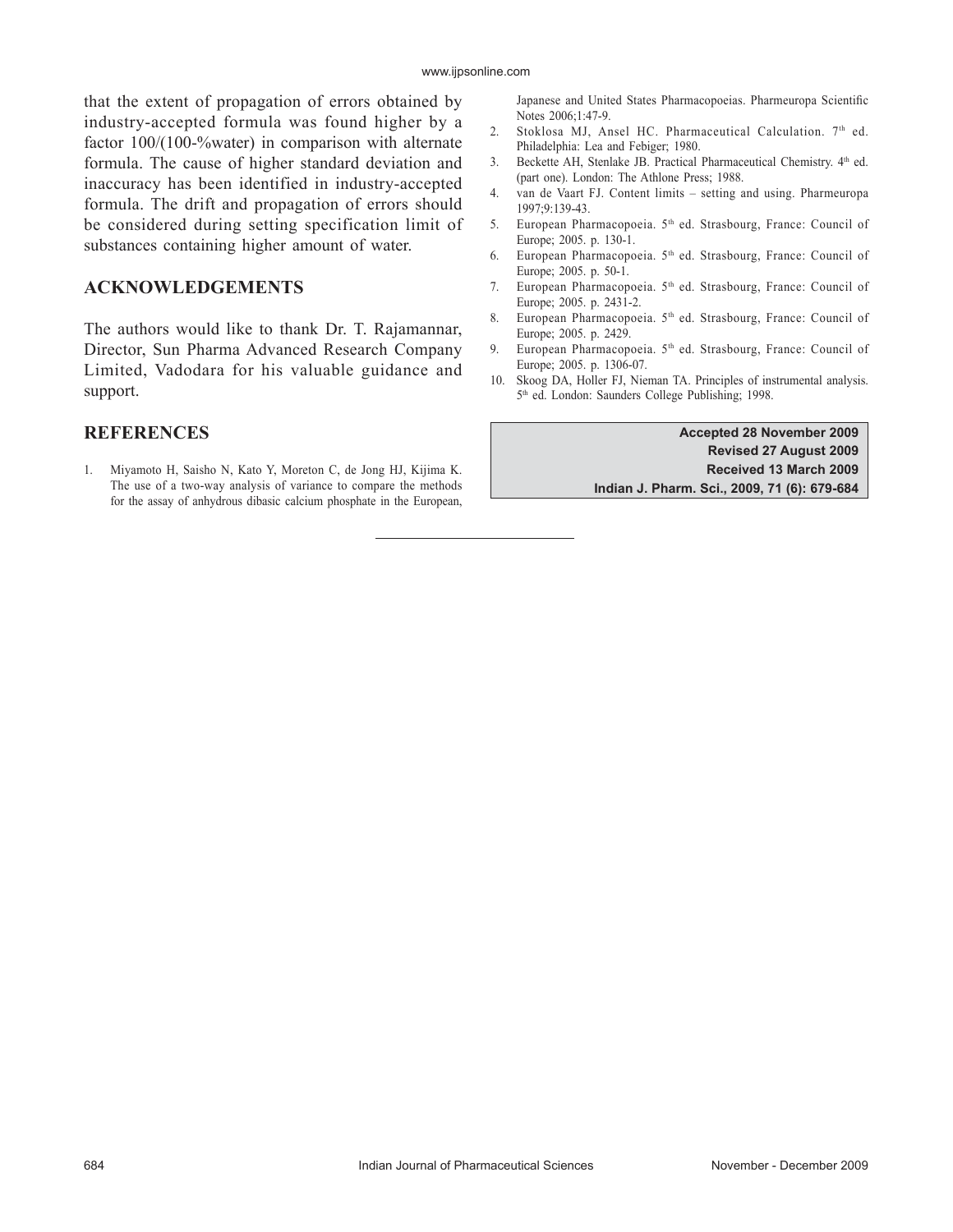that the extent of propagation of errors obtained by industry-accepted formula was found higher by a factor 100/(100-%water) in comparison with alternate formula. The cause of higher standard deviation and inaccuracy has been identified in industry-accepted formula. The drift and propagation of errors should be considered during setting specification limit of substances containing higher amount of water.

## ACKNOWLEDGEMENTS

The authors would like to thank Dr. T. Rajamannar, Director, Sun Pharma Advanced Research Company Limited, Vadodara for his valuable guidance and support.

## REFERENCES

1. Miyamoto H, Saisho N, Kato Y, Moreton C, de Jong HJ, Kijima K. The use of a two-way analysis of variance to compare the methods for the assay of anhydrous dibasic calcium phosphate in the European, Japanese and United States Pharmacopoeias. Pharmeuropa Scientific Notes 2006;1:47-9.
2. Stoklosa MJ, Ansel HC. Pharmaceutical Calculation. 7th ed. Philadelphia: Lea and Febiger; 1980.
3. Beckette AH, Stenlake JB. Practical Pharmaceutical Chemistry. 4th ed. (part one). London: The Athlone Press; 1988.
4. van de Vaart FJ. Content limits – setting and using. Pharmeuropa 1997;9:139-43.
5. European Pharmacopoeia. 5th ed. Strasbourg, France: Council of Europe; 2005. p. 130-1.
6. European Pharmacopoeia. 5th ed. Strasbourg, France: Council of Europe; 2005. p. 50-1.
7. European Pharmacopoeia. 5th ed. Strasbourg, France: Council of Europe; 2005. p. 2431-2.
8. European Pharmacopoeia. 5th ed. Strasbourg, France: Council of Europe; 2005. p. 2429.
9. European Pharmacopoeia. 5th ed. Strasbourg, France: Council of Europe; 2005. p. 1306-07.
10. Skoog DA, Holler FJ, Nieman TA. Principles of instrumental analysis. 5th ed. London: Saunders College Publishing; 1998.

**Accepted 28 November 2009**
**Revised 27 August 2009**
**Received 13 March 2009**
**Indian J. Pharm. Sci., 2009, 71 (6): 679-684**